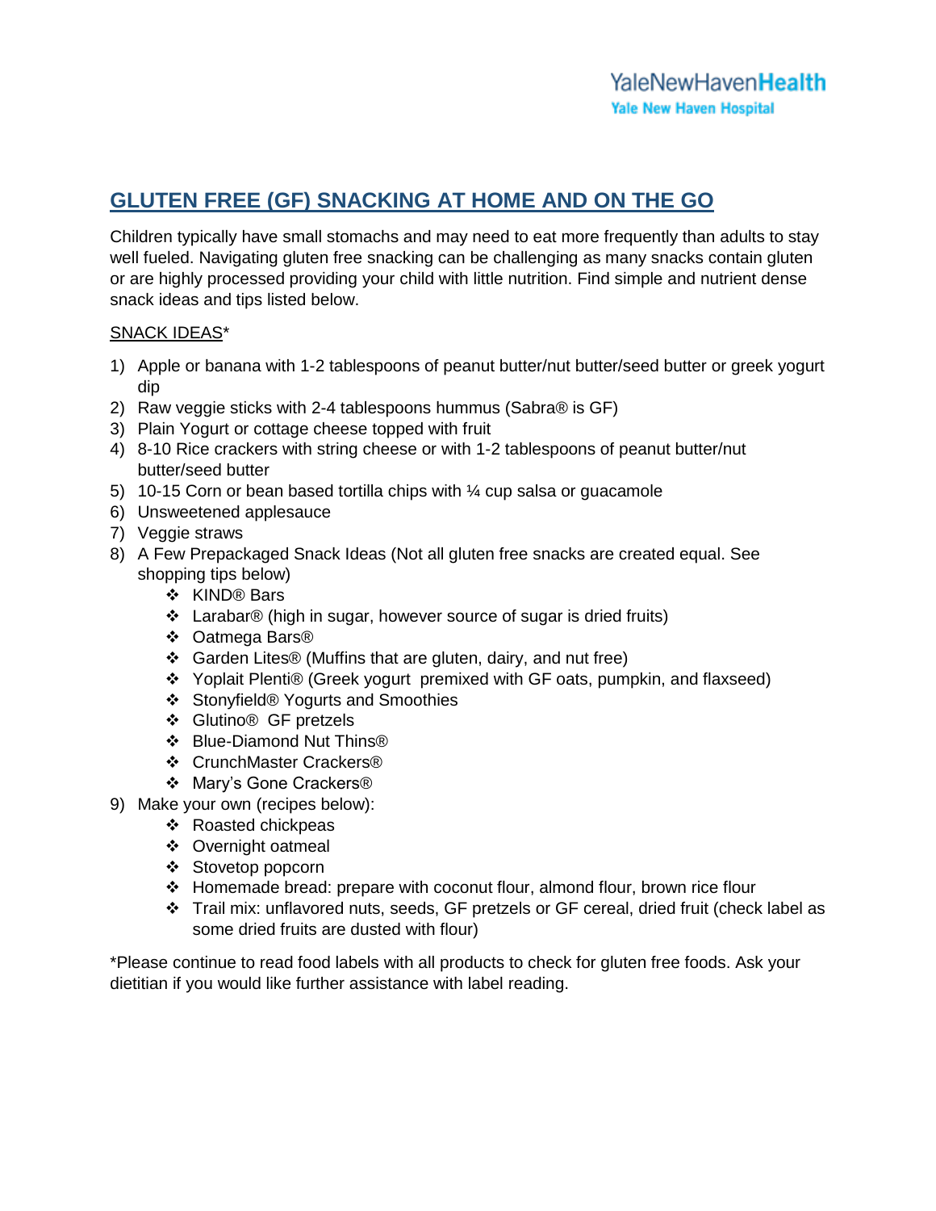YaleNewHavenHealth
Yale New Haven Hospital

# GLUTEN FREE (GF) SNACKING AT HOME AND ON THE GO

Children typically have small stomachs and may need to eat more frequently than adults to stay well fueled. Navigating gluten free snacking can be challenging as many snacks contain gluten or are highly processed providing your child with little nutrition. Find simple and nutrient dense snack ideas and tips listed below.

SNACK IDEAS*

1) Apple or banana with 1-2 tablespoons of peanut butter/nut butter/seed butter or greek yogurt dip
2) Raw veggie sticks with 2-4 tablespoons hummus (Sabra® is GF)
3) Plain Yogurt or cottage cheese topped with fruit
4) 8-10 Rice crackers with string cheese or with 1-2 tablespoons of peanut butter/nut butter/seed butter
5) 10-15 Corn or bean based tortilla chips with ¼ cup salsa or guacamole
6) Unsweetened applesauce
7) Veggie straws
8) A Few Prepackaged Snack Ideas (Not all gluten free snacks are created equal. See shopping tips below)
   - KIND® Bars
   - Larabar® (high in sugar, however source of sugar is dried fruits)
   - Oatmega Bars®
   - Garden Lites® (Muffins that are gluten, dairy, and nut free)
   - Yoplait Plenti® (Greek yogurt premixed with GF oats, pumpkin, and flaxseed)
   - Stonyfield® Yogurts and Smoothies
   - Glutino® GF pretzels
   - Blue-Diamond Nut Thins®
   - CrunchMaster Crackers®
   - Mary's Gone Crackers®
9) Make your own (recipes below):
   - Roasted chickpeas
   - Overnight oatmeal
   - Stovetop popcorn
   - Homemade bread: prepare with coconut flour, almond flour, brown rice flour
   - Trail mix: unflavored nuts, seeds, GF pretzels or GF cereal, dried fruit (check label as some dried fruits are dusted with flour)

*Please continue to read food labels with all products to check for gluten free foods. Ask your dietitian if you would like further assistance with label reading.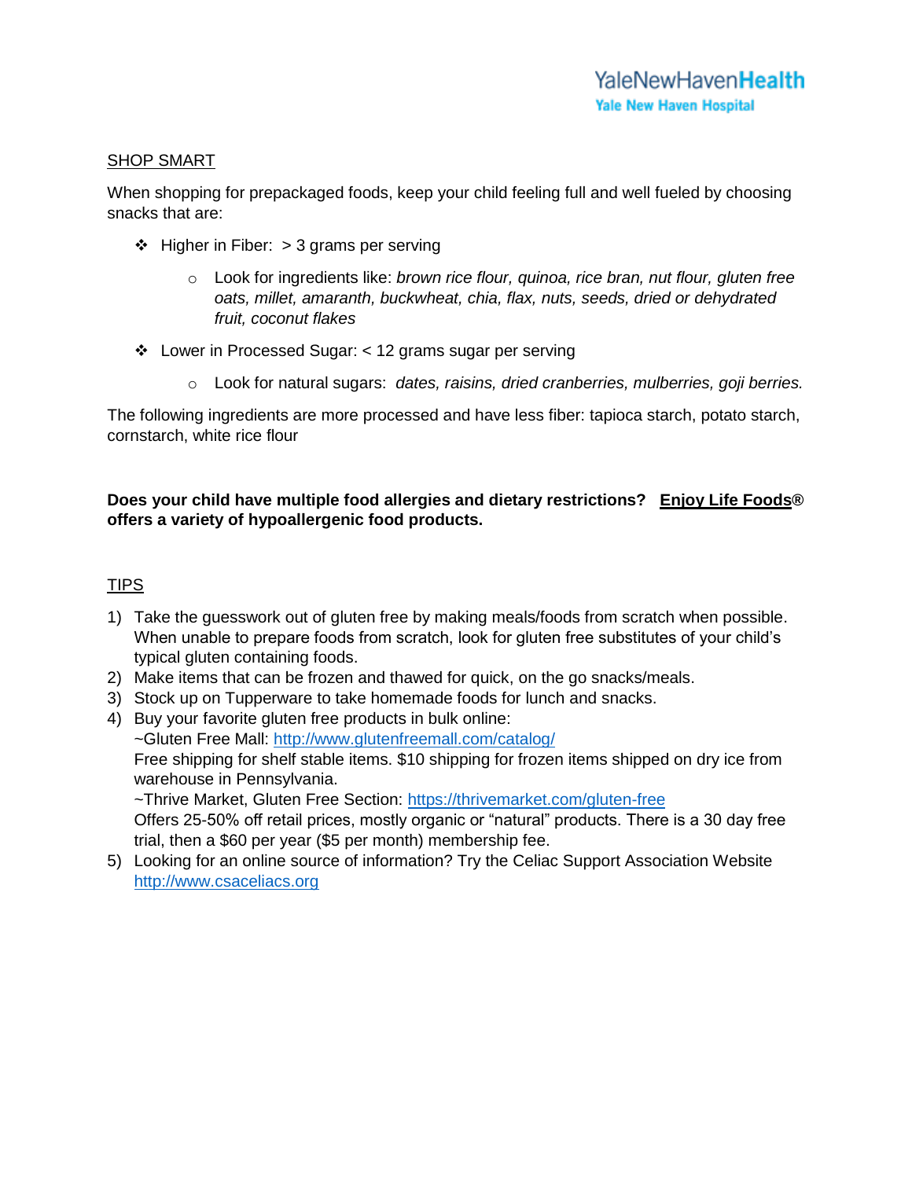## SHOP SMART

When shopping for prepackaged foods, keep your child feeling full and well fueled by choosing snacks that are:

- Higher in Fiber: > 3 grams per serving
  - Look for ingredients like: *brown rice flour, quinoa, rice bran, nut flour, gluten free oats, millet, amaranth, buckwheat, chia, flax, nuts, seeds, dried or dehydrated fruit, coconut flakes*
- Lower in Processed Sugar: < 12 grams sugar per serving
  - Look for natural sugars: *dates, raisins, dried cranberries, mulberries, goji berries.*

The following ingredients are more processed and have less fiber: tapioca starch, potato starch, cornstarch, white rice flour

**Does your child have multiple food allergies and dietary restrictions? Enjoy Life Foods® offers a variety of hypoallergenic food products.**

## TIPS

1) Take the guesswork out of gluten free by making meals/foods from scratch when possible. When unable to prepare foods from scratch, look for gluten free substitutes of your child's typical gluten containing foods.
2) Make items that can be frozen and thawed for quick, on the go snacks/meals.
3) Stock up on Tupperware to take homemade foods for lunch and snacks.
4) Buy your favorite gluten free products in bulk online:
   ~Gluten Free Mall: http://www.glutenfreemall.com/catalog/
   Free shipping for shelf stable items. $10 shipping for frozen items shipped on dry ice from warehouse in Pennsylvania.
   ~Thrive Market, Gluten Free Section: https://thrivemarket.com/gluten-free
   Offers 25-50% off retail prices, mostly organic or "natural" products. There is a 30 day free trial, then a $60 per year ($5 per month) membership fee.
5) Looking for an online source of information? Try the Celiac Support Association Website http://www.csaceliacs.org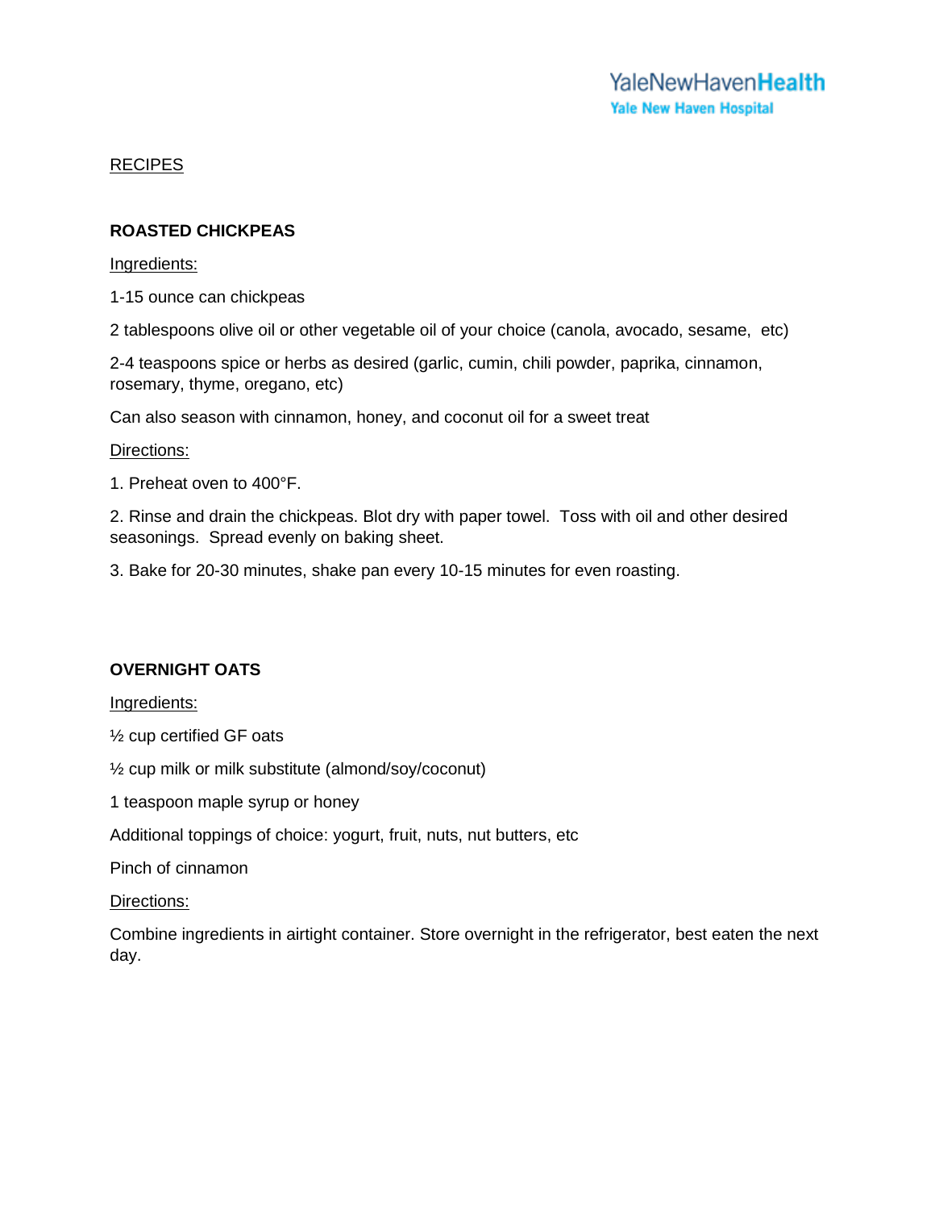## RECIPES

### ROASTED CHICKPEAS

Ingredients:

1-15 ounce can chickpeas

2 tablespoons olive oil or other vegetable oil of your choice (canola, avocado, sesame, etc)

2-4 teaspoons spice or herbs as desired (garlic, cumin, chili powder, paprika, cinnamon, rosemary, thyme, oregano, etc)

Can also season with cinnamon, honey, and coconut oil for a sweet treat

Directions:

1. Preheat oven to 400°F.

2. Rinse and drain the chickpeas. Blot dry with paper towel. Toss with oil and other desired seasonings. Spread evenly on baking sheet.

3. Bake for 20-30 minutes, shake pan every 10-15 minutes for even roasting.

### OVERNIGHT OATS

Ingredients:

½ cup certified GF oats

½ cup milk or milk substitute (almond/soy/coconut)

1 teaspoon maple syrup or honey

Additional toppings of choice: yogurt, fruit, nuts, nut butters, etc

Pinch of cinnamon

Directions:

Combine ingredients in airtight container. Store overnight in the refrigerator, best eaten the next day.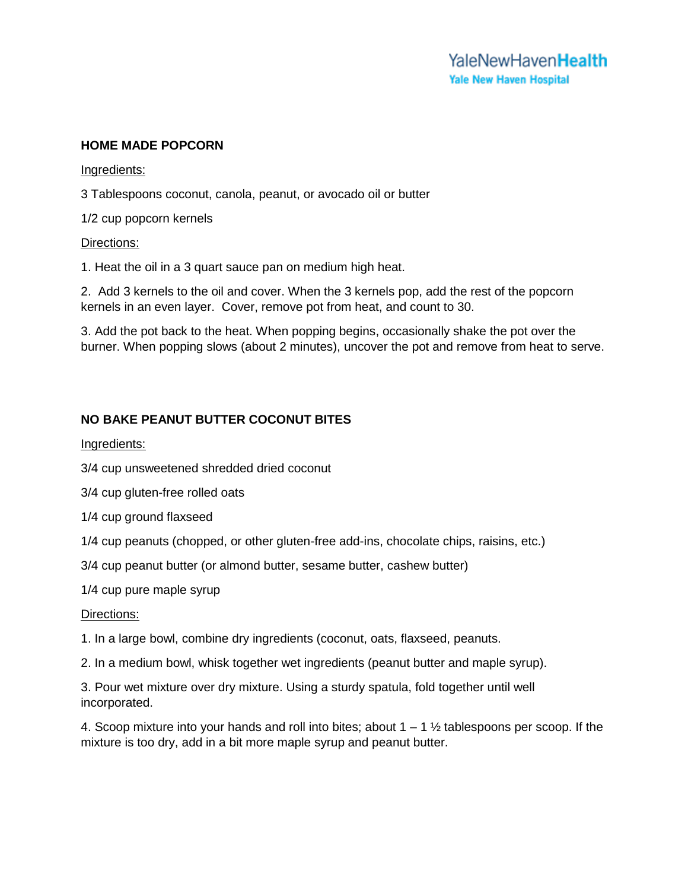## HOME MADE POPCORN

Ingredients:

3 Tablespoons coconut, canola, peanut, or avocado oil or butter

1/2 cup popcorn kernels

Directions:

1. Heat the oil in a 3 quart sauce pan on medium high heat.

2. Add 3 kernels to the oil and cover. When the 3 kernels pop, add the rest of the popcorn kernels in an even layer. Cover, remove pot from heat, and count to 30.

3. Add the pot back to the heat. When popping begins, occasionally shake the pot over the burner. When popping slows (about 2 minutes), uncover the pot and remove from heat to serve.

## NO BAKE PEANUT BUTTER COCONUT BITES

Ingredients:

3/4 cup unsweetened shredded dried coconut

3/4 cup gluten-free rolled oats

1/4 cup ground flaxseed

1/4 cup peanuts (chopped, or other gluten-free add-ins, chocolate chips, raisins, etc.)

3/4 cup peanut butter (or almond butter, sesame butter, cashew butter)

1/4 cup pure maple syrup

Directions:

1. In a large bowl, combine dry ingredients (coconut, oats, flaxseed, peanuts.

2. In a medium bowl, whisk together wet ingredients (peanut butter and maple syrup).

3. Pour wet mixture over dry mixture. Using a sturdy spatula, fold together until well incorporated.

4. Scoop mixture into your hands and roll into bites; about 1 – 1 ½ tablespoons per scoop. If the mixture is too dry, add in a bit more maple syrup and peanut butter.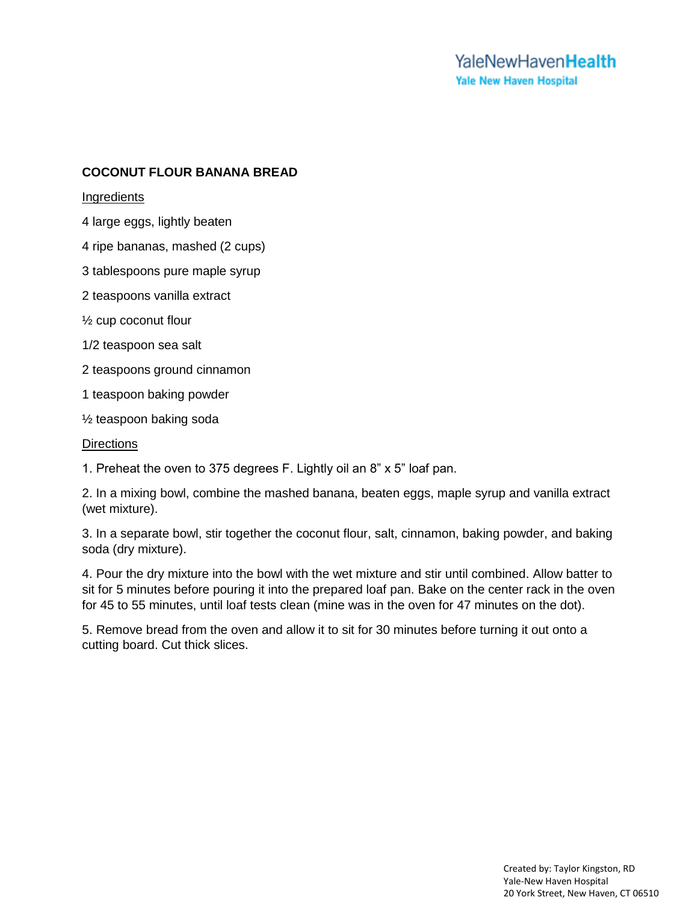YaleNewHavenHealth
Yale New Haven Hospital

## COCONUT FLOUR BANANA BREAD

Ingredients

4 large eggs, lightly beaten

4 ripe bananas, mashed (2 cups)

3 tablespoons pure maple syrup

2 teaspoons vanilla extract

½ cup coconut flour

1/2 teaspoon sea salt

2 teaspoons ground cinnamon

1 teaspoon baking powder

½ teaspoon baking soda

Directions

1. Preheat the oven to 375 degrees F. Lightly oil an 8" x 5" loaf pan.

2. In a mixing bowl, combine the mashed banana, beaten eggs, maple syrup and vanilla extract (wet mixture).

3. In a separate bowl, stir together the coconut flour, salt, cinnamon, baking powder, and baking soda (dry mixture).

4. Pour the dry mixture into the bowl with the wet mixture and stir until combined. Allow batter to sit for 5 minutes before pouring it into the prepared loaf pan. Bake on the center rack in the oven for 45 to 55 minutes, until loaf tests clean (mine was in the oven for 47 minutes on the dot).

5. Remove bread from the oven and allow it to sit for 30 minutes before turning it out onto a cutting board. Cut thick slices.

Created by: Taylor Kingston, RD
Yale-New Haven Hospital
20 York Street, New Haven, CT 06510